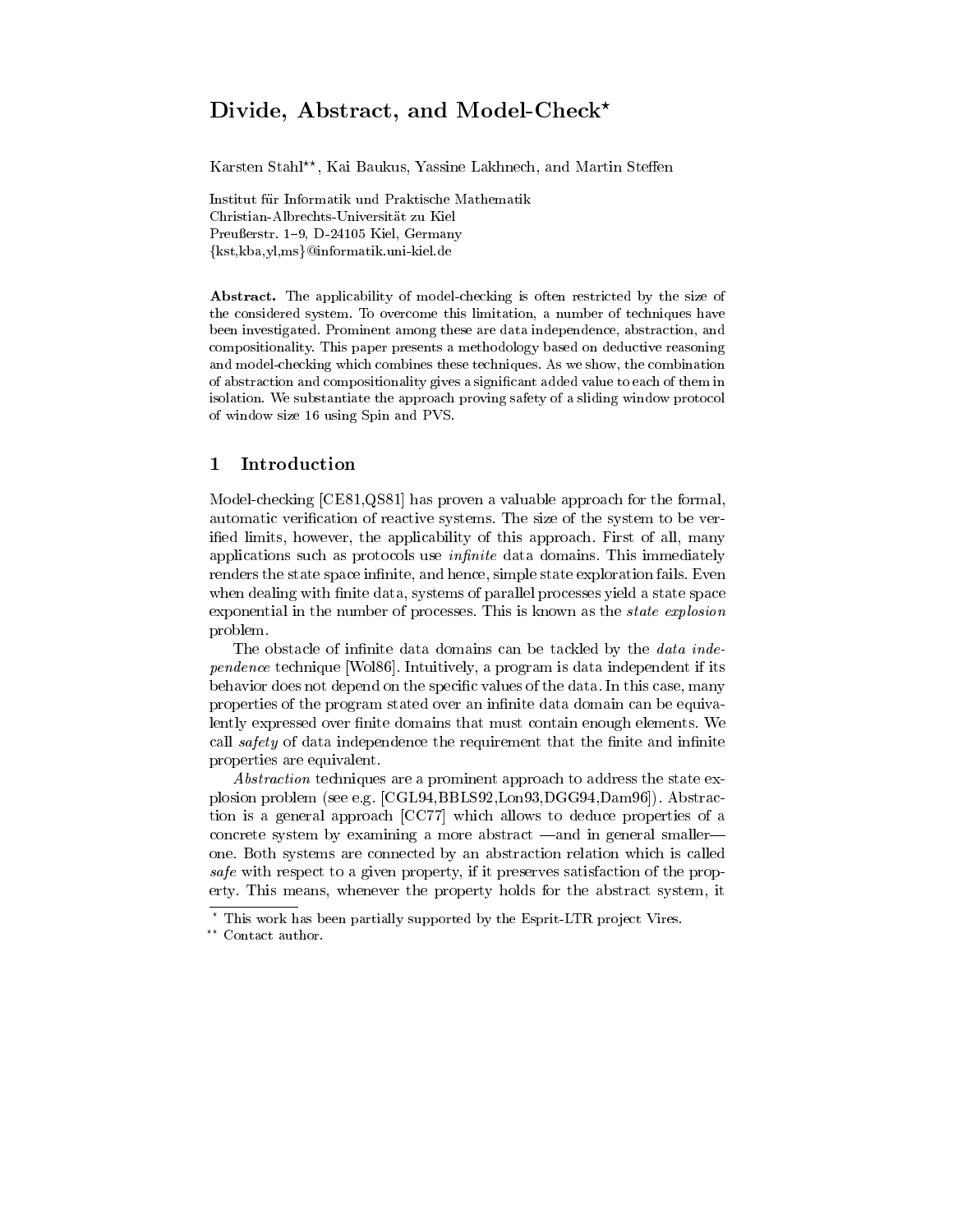# Divide, Abstract, and Model-Check*

Karsten Stahl**, Kai Baukus, Yassine Lakhnech, and Martin Steffen

Institut für Informatik und Praktische Mathematik
Christian-Albrechts-Universität zu Kiel
Preußerstr. 1–9, D-24105 Kiel, Germany
{kst,kba,yl,ms}@informatik.uni-kiel.de

**Abstract.** The applicability of model-checking is often restricted by the size of the considered system. To overcome this limitation, a number of techniques have been investigated. Prominent among these are data independence, abstraction, and compositionality. This paper presents a methodology based on deductive reasoning and model-checking which combines these techniques. As we show, the combination of abstraction and compositionality gives a significant added value to each of them in isolation. We substantiate the approach proving safety of a sliding window protocol of window size 16 using Spin and PVS.

## 1 Introduction

Model-checking [CE81,QS81] has proven a valuable approach for the formal, automatic verification of reactive systems. The size of the system to be verified limits, however, the applicability of this approach. First of all, many applications such as protocols use *infinite* data domains. This immediately renders the state space infinite, and hence, simple state exploration fails. Even when dealing with finite data, systems of parallel processes yield a state space exponential in the number of processes. This is known as the *state explosion* problem.

The obstacle of infinite data domains can be tackled by the *data independence* technique [Wol86]. Intuitively, a program is data independent if its behavior does not depend on the specific values of the data. In this case, many properties of the program stated over an infinite data domain can be equivalently expressed over finite domains that must contain enough elements. We call *safety* of data independence the requirement that the finite and infinite properties are equivalent.

*Abstraction* techniques are a prominent approach to address the state explosion problem (see e.g. [CGL94,BBLS92,Lon93,DGG94,Dam96]). Abstraction is a general approach [CC77] which allows to deduce properties of a concrete system by examining a more abstract —and in general smaller— one. Both systems are connected by an abstraction relation which is called *safe* with respect to a given property, if it preserves satisfaction of the property. This means, whenever the property holds for the abstract system, it

---

* This work has been partially supported by the Esprit-LTR project Vires.

** Contact author.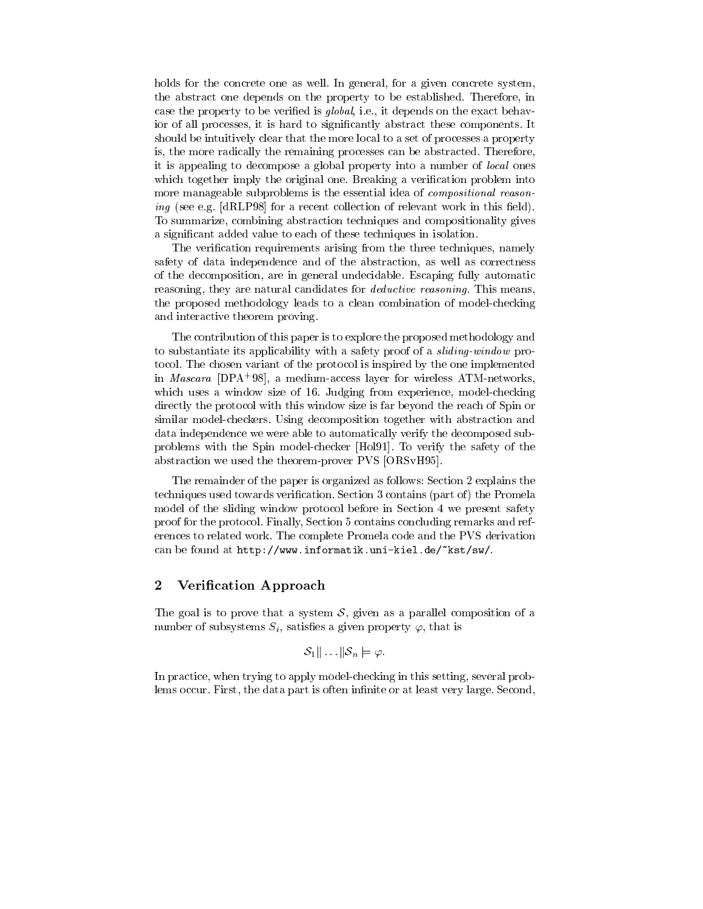holds for the concrete one as well. In general, for a given concrete system, the abstract one depends on the property to be established. Therefore, in case the property to be verified is *global*, i.e., it depends on the exact behavior of all processes, it is hard to significantly abstract these components. It should be intuitively clear that the more local to a set of processes a property is, the more radically the remaining processes can be abstracted. Therefore, it is appealing to decompose a global property into a number of *local* ones which together imply the original one. Breaking a verification problem into more manageable subproblems is the essential idea of *compositional reasoning* (see e.g. [dRLP98] for a recent collection of relevant work in this field). To summarize, combining abstraction techniques and compositionality gives a significant added value to each of these techniques in isolation.

The verification requirements arising from the three techniques, namely safety of data independence and of the abstraction, as well as correctness of the decomposition, are in general undecidable. Escaping fully automatic reasoning, they are natural candidates for *deductive reasoning*. This means, the proposed methodology leads to a clean combination of model-checking and interactive theorem proving.

The contribution of this paper is to explore the proposed methodology and to substantiate its applicability with a safety proof of a *sliding-window* protocol. The chosen variant of the protocol is inspired by the one implemented in *Mascara* [DPA+98], a medium-access layer for wireless ATM-networks, which uses a window size of 16. Judging from experience, model-checking directly the protocol with this window size is far beyond the reach of Spin or similar model-checkers. Using decomposition together with abstraction and data independence we were able to automatically verify the decomposed subproblems with the Spin model-checker [Hol91]. To verify the safety of the abstraction we used the theorem-prover PVS [ORSvH95].

The remainder of the paper is organized as follows: Section 2 explains the techniques used towards verification. Section 3 contains (part of) the Promela model of the sliding window protocol before in Section 4 we present safety proof for the protocol. Finally, Section 5 contains concluding remarks and references to related work. The complete Promela code and the PVS derivation can be found at `http://www.informatik.uni-kiel.de/~kst/sw/`.

## 2 Verification Approach

The goal is to prove that a system $\mathcal{S}$, given as a parallel composition of a number of subsystems $S_i$, satisfies a given property $\varphi$, that is

$$\mathcal{S}_1 \| \ldots \| \mathcal{S}_n \models \varphi.$$

In practice, when trying to apply model-checking in this setting, several problems occur. First, the data part is often infinite or at least very large. Second,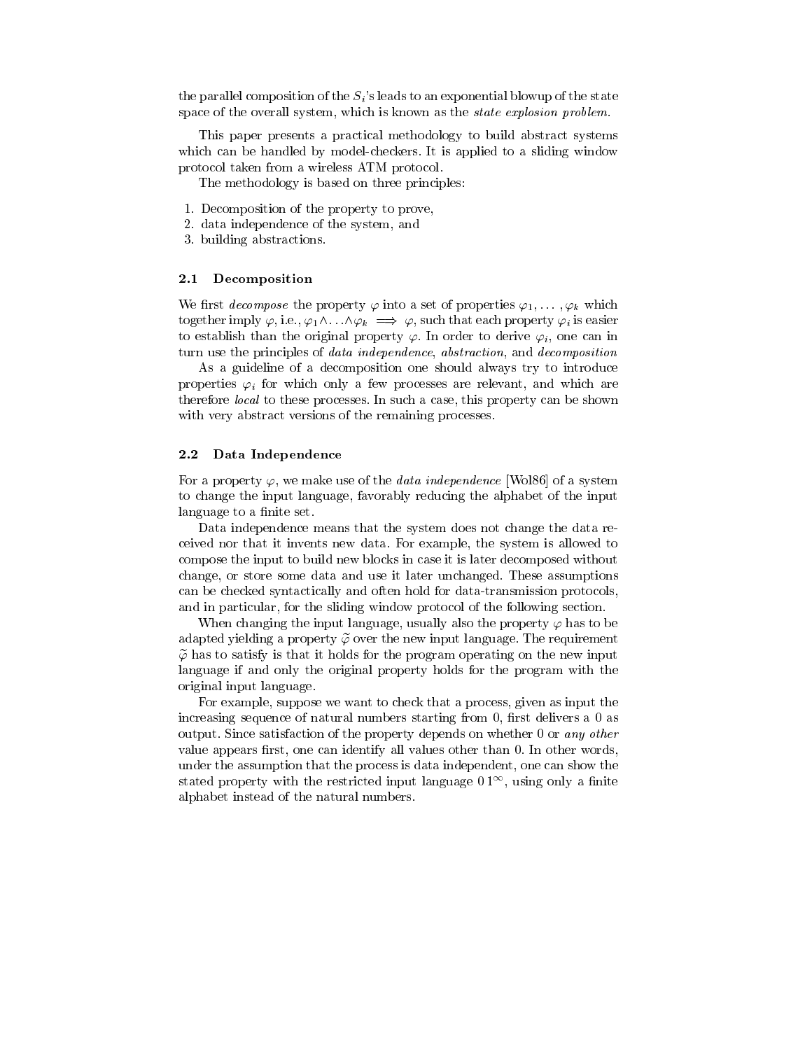the parallel composition of the $S_i$'s leads to an exponential blowup of the state space of the overall system, which is known as the *state explosion problem.*

This paper presents a practical methodology to build abstract systems which can be handled by model-checkers. It is applied to a sliding window protocol taken from a wireless ATM protocol.

The methodology is based on three principles:

1. Decomposition of the property to prove,
2. data independence of the system, and
3. building abstractions.

### 2.1 Decomposition

We first *decompose* the property $\varphi$ into a set of properties $\varphi_1, \ldots, \varphi_k$ which together imply $\varphi$, i.e., $\varphi_1 \wedge \ldots \wedge \varphi_k \implies \varphi$, such that each property $\varphi_i$ is easier to establish than the original property $\varphi$. In order to derive $\varphi_i$, one can in turn use the principles of *data independence*, *abstraction*, and *decomposition*

As a guideline of a decomposition one should always try to introduce properties $\varphi_i$ for which only a few processes are relevant, and which are therefore *local* to these processes. In such a case, this property can be shown with very abstract versions of the remaining processes.

### 2.2 Data Independence

For a property $\varphi$, we make use of the *data independence* [Wol86] of a system to change the input language, favorably reducing the alphabet of the input language to a finite set.

Data independence means that the system does not change the data received nor that it invents new data. For example, the system is allowed to compose the input to build new blocks in case it is later decomposed without change, or store some data and use it later unchanged. These assumptions can be checked syntactically and often hold for data-transmission protocols, and in particular, for the sliding window protocol of the following section.

When changing the input language, usually also the property $\varphi$ has to be adapted yielding a property $\widetilde{\varphi}$ over the new input language. The requirement $\widetilde{\varphi}$ has to satisfy is that it holds for the program operating on the new input language if and only the original property holds for the program with the original input language.

For example, suppose we want to check that a process, given as input the increasing sequence of natural numbers starting from 0, first delivers a 0 as output. Since satisfaction of the property depends on whether 0 or *any other* value appears first, one can identify all values other than 0. In other words, under the assumption that the process is data independent, one can show the stated property with the restricted input language $0\,1^\infty$, using only a finite alphabet instead of the natural numbers.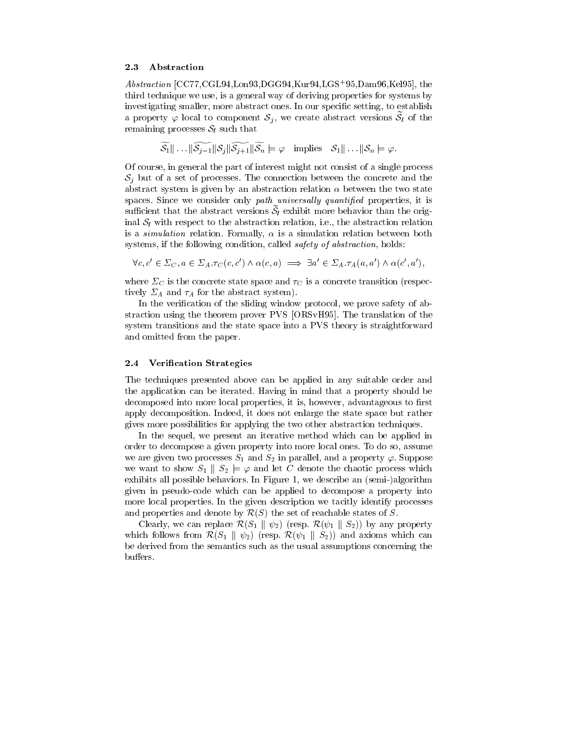### 2.3 Abstraction

*Abstraction* [CC77,CGL94,Lon93,DGG94,Kur94,LGS+95,Dam96,Kel95], the third technique we use, is a general way of deriving properties for systems by investigating smaller, more abstract ones. In our specific setting, to establish a property $\varphi$ local to component $\mathcal{S}_j$, we create abstract versions $\widetilde{\mathcal{S}_l}$ of the remaining processes $\mathcal{S}_l$ such that

$$\widetilde{\mathcal{S}_1} \| \ldots \| \widetilde{\mathcal{S}_{j-1}} \| \mathcal{S}_j \| \widetilde{\mathcal{S}_{j+1}} \| \widetilde{\mathcal{S}_n} \models \varphi \quad \text{implies} \quad \mathcal{S}_1 \| \ldots \| \mathcal{S}_n \models \varphi.$$

Of course, in general the part of interest might not consist of a single process $\mathcal{S}_j$ but of a set of processes. The connection between the concrete and the abstract system is given by an abstraction relation $\alpha$ between the two state spaces. Since we consider only *path universally quantified* properties, it is sufficient that the abstract versions $\widetilde{\mathcal{S}_l}$ exhibit more behavior than the original $\mathcal{S}_l$ with respect to the abstraction relation, i.e., the abstraction relation is a *simulation* relation. Formally, $\alpha$ is a simulation relation between both systems, if the following condition, called *safety of abstraction*, holds:

$$\forall c, c' \in \Sigma_C, a \in \Sigma_A . \tau_C(c, c') \wedge \alpha(c, a) \implies \exists a' \in \Sigma_A . \tau_A(a, a') \wedge \alpha(c', a'),$$

where $\Sigma_C$ is the concrete state space and $\tau_C$ is a concrete transition (respectively $\Sigma_A$ and $\tau_A$ for the abstract system).

In the verification of the sliding window protocol, we prove safety of abstraction using the theorem prover PVS [ORSvH95]. The translation of the system transitions and the state space into a PVS theory is straightforward and omitted from the paper.

### 2.4 Verification Strategies

The techniques presented above can be applied in any suitable order and the application can be iterated. Having in mind that a property should be decomposed into more local properties, it is, however, advantageous to first apply decomposition. Indeed, it does not enlarge the state space but rather gives more possibilities for applying the two other abstraction techniques.

In the sequel, we present an iterative method which can be applied in order to decompose a given property into more local ones. To do so, assume we are given two processes $S_1$ and $S_2$ in parallel, and a property $\varphi$. Suppose we want to show $S_1 \parallel S_2 \models \varphi$ and let $C$ denote the chaotic process which exhibits all possible behaviors. In Figure 1, we describe an (semi-)algorithm given in pseudo-code which can be applied to decompose a property into more local properties. In the given description we tacitly identify processes and properties and denote by $\mathcal{R}(S)$ the set of reachable states of $S$.

Clearly, we can replace $\mathcal{R}(S_1 \parallel \psi_2)$ (resp. $\mathcal{R}(\psi_1 \parallel S_2)$) by any property which follows from $\mathcal{R}(S_1 \parallel \psi_2)$ (resp. $\mathcal{R}(\psi_1 \parallel S_2)$) and axioms which can be derived from the semantics such as the usual assumptions concerning the buffers.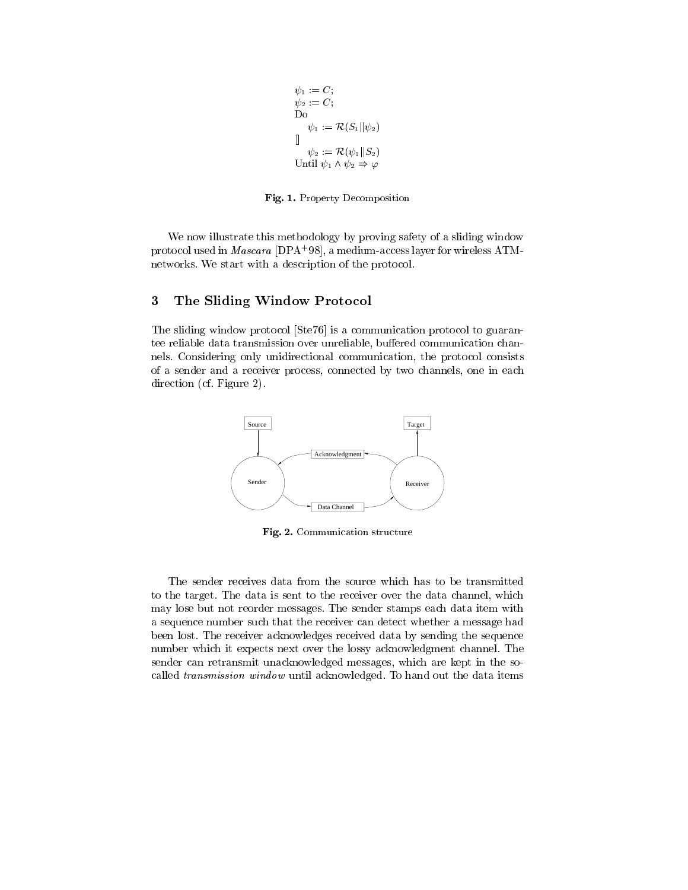$$
\begin{array}{l}
\psi_1 := C; \\
\psi_2 := C; \\
\text{Do} \\
\quad \psi_1 := \mathcal{R}(S_1 \| \psi_2) \\
[\!] \\
\quad \psi_2 := \mathcal{R}(\psi_1 \| S_2) \\
\text{Until } \psi_1 \wedge \psi_2 \Rightarrow \varphi
\end{array}
$$

**Fig. 1.** Property Decomposition

We now illustrate this methodology by proving safety of a sliding window protocol used in *Mascara* [DPA+98], a medium-access layer for wireless ATM-networks. We start with a description of the protocol.

## 3 The Sliding Window Protocol

The sliding window protocol [Ste76] is a communication protocol to guarantee reliable data transmission over unreliable, buffered communication channels. Considering only unidirectional communication, the protocol consists of a sender and a receiver process, connected by two channels, one in each direction (cf. Figure 2).

**Fig. 2.** Communication structure

The sender receives data from the source which has to be transmitted to the target. The data is sent to the receiver over the data channel, which may lose but not reorder messages. The sender stamps each data item with a sequence number such that the receiver can detect whether a message had been lost. The receiver acknowledges received data by sending the sequence number which it expects next over the lossy acknowledgment channel. The sender can retransmit unacknowledged messages, which are kept in the so-called *transmission window* until acknowledged. To hand out the data items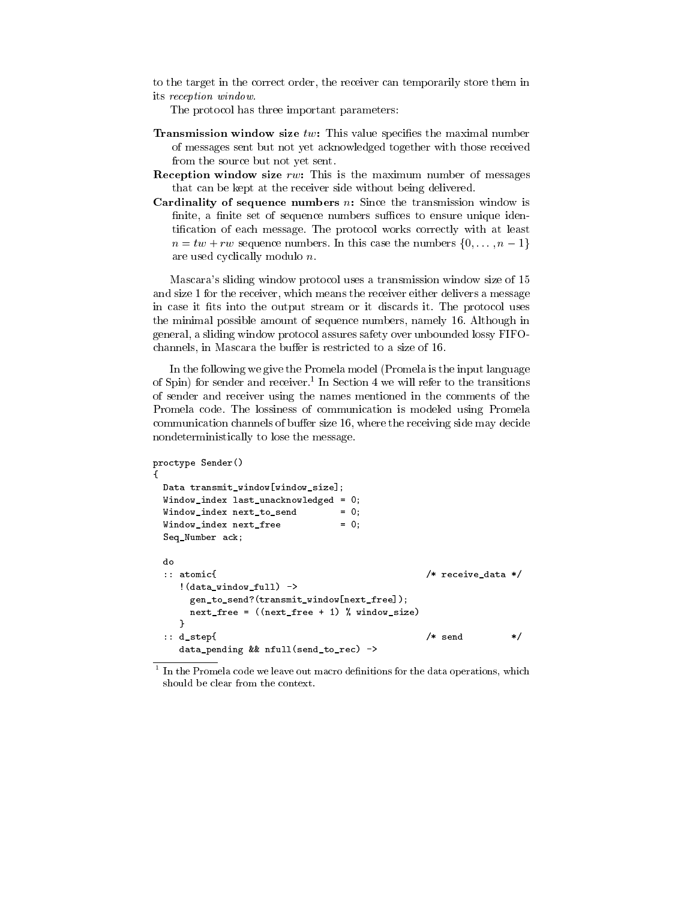to the target in the correct order, the receiver can temporarily store them in its *reception window*.

The protocol has three important parameters:

**Transmission window size $tw$:** This value specifies the maximal number of messages sent but not yet acknowledged together with those received from the source but not yet sent.

**Reception window size $rw$:** This is the maximum number of messages that can be kept at the receiver side without being delivered.

**Cardinality of sequence numbers $n$:** Since the transmission window is finite, a finite set of sequence numbers suffices to ensure unique identification of each message. The protocol works correctly with at least $n = tw + rw$ sequence numbers. In this case the numbers $\{0, \ldots, n-1\}$ are used cyclically modulo $n$.

Mascara's sliding window protocol uses a transmission window size of 15 and size 1 for the receiver, which means the receiver either delivers a message in case it fits into the output stream or it discards it. The protocol uses the minimal possible amount of sequence numbers, namely 16. Although in general, a sliding window protocol assures safety over unbounded lossy FIFO-channels, in Mascara the buffer is restricted to a size of 16.

In the following we give the Promela model (Promela is the input language of Spin) for sender and receiver.[1] In Section 4 we will refer to the transitions of sender and receiver using the names mentioned in the comments of the Promela code. The lossiness of communication is modeled using Promela communication channels of buffer size 16, where the receiving side may decide nondeterministically to lose the message.

```
proctype Sender()
{
  Data transmit_window[window_size];
  Window_index last_unacknowledged = 0;
  Window_index next_to_send        = 0;
  Window_index next_free           = 0;
  Seq_Number ack;

  do
  :: atomic{                                        /* receive_data */
     !(data_window_full) ->
       gen_to_send?(transmit_window[next_free]);
       next_free = ((next_free + 1) % window_size)
     }
  :: d_step{                                        /* send         */
     data_pending && nfull(send_to_rec) ->
```

[1] In the Promela code we leave out macro definitions for the data operations, which should be clear from the context.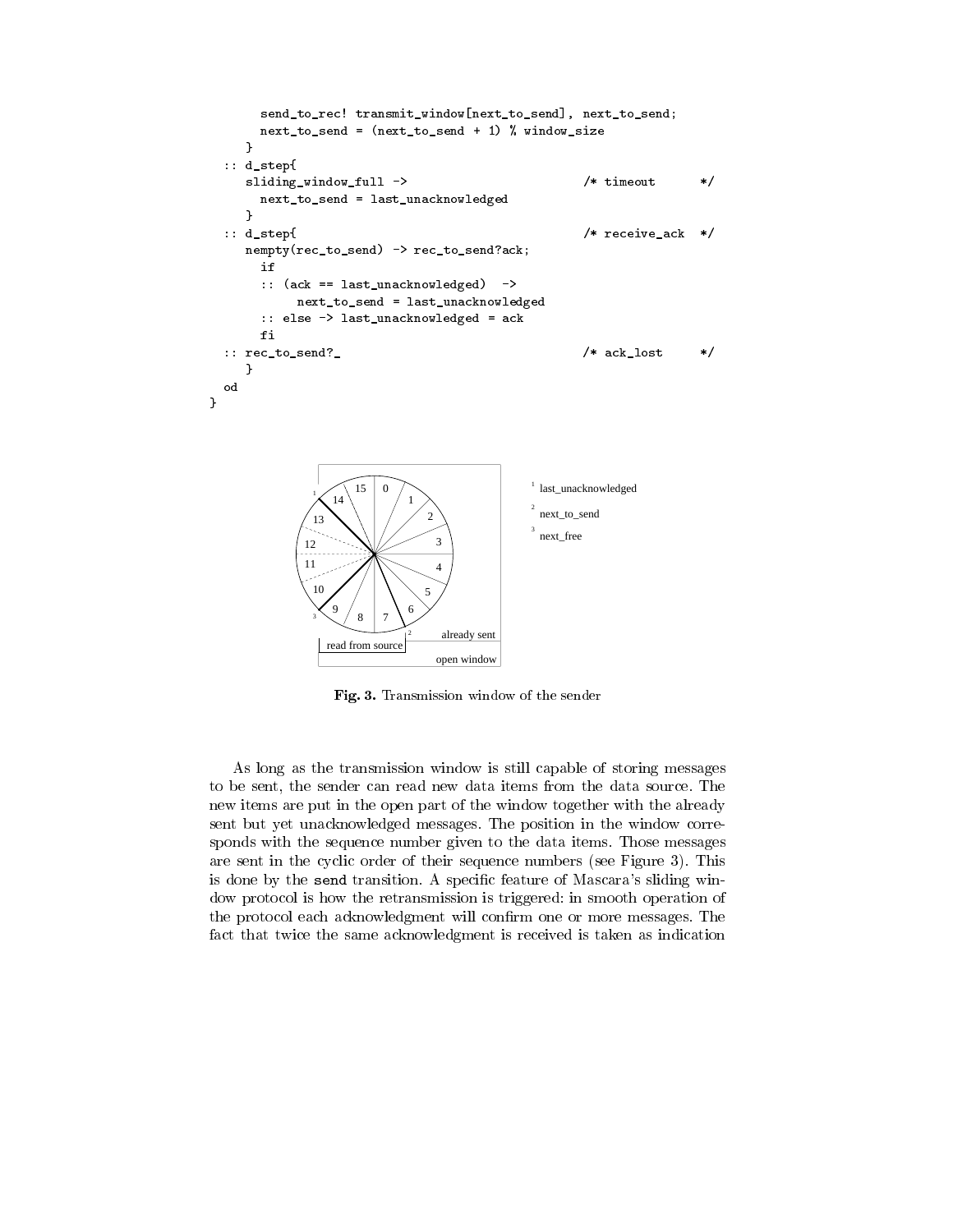```
      send_to_rec! transmit_window[next_to_send], next_to_send;
      next_to_send = (next_to_send + 1) % window_size
    }
  :: d_step{
    sliding_window_full ->                          /* timeout      */
      next_to_send = last_unacknowledged
    }
  :: d_step{                                        /* receive_ack  */
    nempty(rec_to_send) -> rec_to_send?ack;
      if
      :: (ack == last_unacknowledged)  ->
           next_to_send = last_unacknowledged
      :: else -> last_unacknowledged = ack
      fi
  :: rec_to_send?_                                  /* ack_lost     */
    }
  od
}
```

**Fig. 3.** Transmission window of the sender

As long as the transmission window is still capable of storing messages to be sent, the sender can read new data items from the data source. The new items are put in the open part of the window together with the already sent but yet unacknowledged messages. The position in the window corresponds with the sequence number given to the data items. Those messages are sent in the cyclic order of their sequence numbers (see Figure 3). This is done by the `send` transition. A specific feature of Mascara's sliding window protocol is how the retransmission is triggered: in smooth operation of the protocol each acknowledgment will confirm one or more messages. The fact that twice the same acknowledgment is received is taken as indication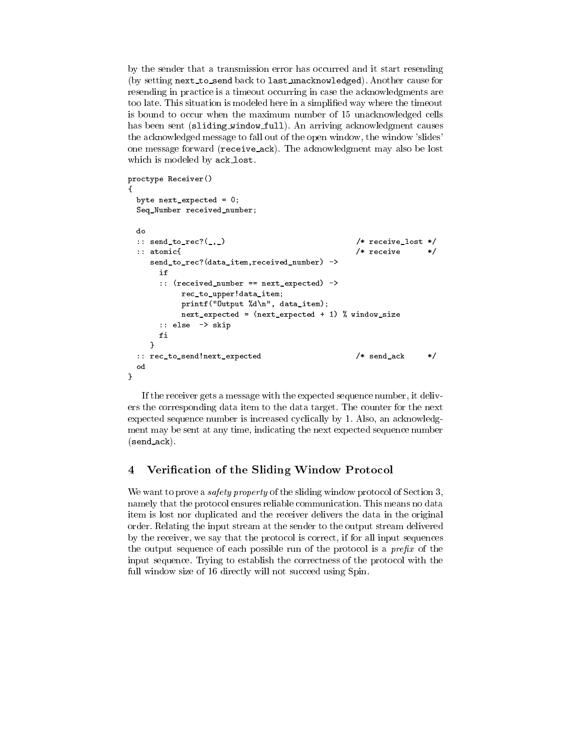by the sender that a transmission error has occurred and it start resending (by setting `next_to_send` back to `last_unacknowledged`). Another cause for resending in practice is a timeout occurring in case the acknowledgments are too late. This situation is modeled here in a simplified way where the timeout is bound to occur when the maximum number of 15 unacknowledged cells has been sent (`sliding_window_full`). An arriving acknowledgment causes the acknowledged message to fall out of the open window, the window 'slides' one message forward (`receive_ack`). The acknowledgment may also be lost which is modeled by `ack_lost`.

```
proctype Receiver()
{
  byte next_expected = 0;
  Seq_Number received_number;

  do
  :: send_to_rec?(_,_)                              /* receive_lost */
  :: atomic{                                        /* receive      */
     send_to_rec?(data_item,received_number) ->
       if
       :: (received_number == next_expected) ->
            rec_to_upper!data_item;
            printf("Output %d\n", data_item);
            next_expected = (next_expected + 1) % window_size
       :: else  -> skip
       fi
     }
  :: rec_to_send!next_expected                      /* send_ack     */
  od
}
```

If the receiver gets a message with the expected sequence number, it delivers the corresponding data item to the data target. The counter for the next expected sequence number is increased cyclically by 1. Also, an acknowledgment may be sent at any time, indicating the next expected sequence number (`send_ack`).

## 4 Verification of the Sliding Window Protocol

We want to prove a *safety property* of the sliding window protocol of Section 3, namely that the protocol ensures reliable communication. This means no data item is lost nor duplicated and the receiver delivers the data in the original order. Relating the input stream at the sender to the output stream delivered by the receiver, we say that the protocol is correct, if for all input sequences the output sequence of each possible run of the protocol is a *prefix* of the input sequence. Trying to establish the correctness of the protocol with the full window size of 16 directly will not succeed using Spin.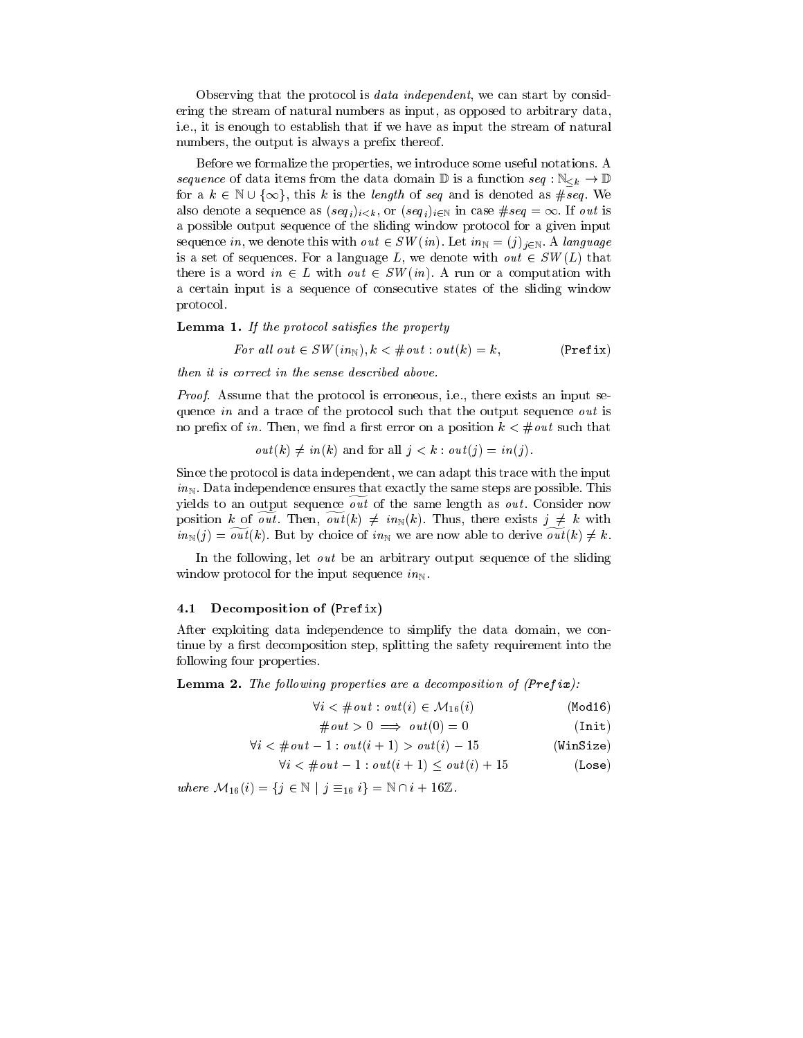Observing that the protocol is *data independent*, we can start by considering the stream of natural numbers as input, as opposed to arbitrary data, i.e., it is enough to establish that if we have as input the stream of natural numbers, the output is always a prefix thereof.

Before we formalize the properties, we introduce some useful notations. A *sequence* of data items from the data domain $\mathbb{D}$ is a function $seq : \mathbb{N}_{<k} \to \mathbb{D}$ for a $k \in \mathbb{N} \cup \{\infty\}$, this $k$ is the *length* of $seq$ and is denoted as $\#seq$. We also denote a sequence as $(seq_i)_{i<k}$, or $(seq_i)_{i\in\mathbb{N}}$ in case $\#seq = \infty$. If $out$ is a possible output sequence of the sliding window protocol for a given input sequence $in$, we denote this with $out \in SW(in)$. Let $in_{\mathbb{N}} = (j)_{j\in\mathbb{N}}$. A *language* is a set of sequences. For a language $L$, we denote with $out \in SW(L)$ that there is a word $in \in L$ with $out \in SW(in)$. A run or a computation with a certain input is a sequence of consecutive states of the sliding window protocol.

**Lemma 1.** *If the protocol satisfies the property*

$$\text{For all } out \in SW(in_{\mathbb{N}}), k < \#out : out(k) = k, \qquad \texttt{(Prefix)}$$

*then it is correct in the sense described above.*

*Proof.* Assume that the protocol is erroneous, i.e., there exists an input sequence $in$ and a trace of the protocol such that the output sequence $out$ is no prefix of $in$. Then, we find a first error on a position $k < \#out$ such that

$$out(k) \neq in(k) \text{ and for all } j < k : out(j) = in(j).$$

Since the protocol is data independent, we can adapt this trace with the input $in_{\mathbb{N}}$. Data independence ensures that exactly the same steps are possible. This yields to an output sequence $\widetilde{out}$ of the same length as $out$. Consider now position $k$ of $\widetilde{out}$. Then, $\widetilde{out}(k) \neq in_{\mathbb{N}}(k)$. Thus, there exists $j \neq k$ with $in_{\mathbb{N}}(j) = \widetilde{out}(k)$. But by choice of $in_{\mathbb{N}}$ we are now able to derive $\widetilde{out}(k) \neq k$.

In the following, let $out$ be an arbitrary output sequence of the sliding window protocol for the input sequence $in_{\mathbb{N}}$.

### 4.1 Decomposition of (Prefix)

After exploiting data independence to simplify the data domain, we continue by a first decomposition step, splitting the safety requirement into the following four properties.

**Lemma 2.** *The following properties are a decomposition of (Prefix):*

$$\forall i < \#out : out(i) \in \mathcal{M}_{16}(i) \qquad \texttt{(Mod16)}$$

$$\#out > 0 \implies out(0) = 0 \qquad \texttt{(Init)}$$

$$\forall i < \#out - 1 : out(i+1) > out(i) - 15 \qquad \texttt{(WinSize)}$$

$$\forall i < \#out - 1 : out(i+1) \leq out(i) + 15 \qquad \texttt{(Lose)}$$

*where* $\mathcal{M}_{16}(i) = \{j \in \mathbb{N} \mid j \equiv_{16} i\} = \mathbb{N} \cap i + 16\mathbb{Z}$.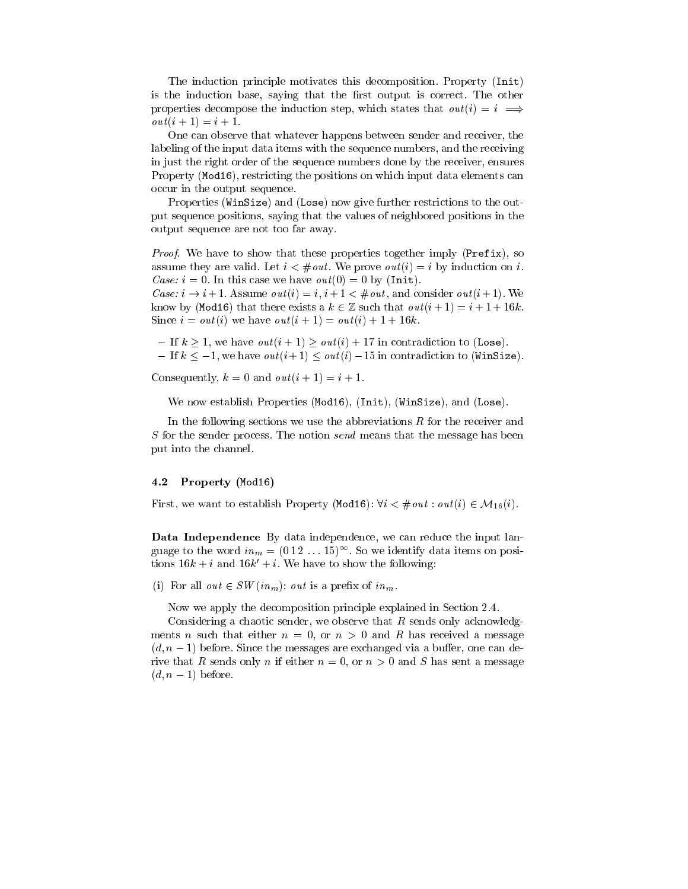The induction principle motivates this decomposition. Property (`Init`) is the induction base, saying that the first output is correct. The other properties decompose the induction step, which states that $out(i) = i \implies out(i+1) = i+1$.

One can observe that whatever happens between sender and receiver, the labeling of the input data items with the sequence numbers, and the receiving in just the right order of the sequence numbers done by the receiver, ensures Property (`Mod16`), restricting the positions on which input data elements can occur in the output sequence.

Properties (`WinSize`) and (`Lose`) now give further restrictions to the output sequence positions, saying that the values of neighbored positions in the output sequence are not too far away.

*Proof.* We have to show that these properties together imply (`Prefix`), so assume they are valid. Let $i < \#out$. We prove $out(i) = i$ by induction on $i$.
*Case:* $i = 0$. In this case we have $out(0) = 0$ by (`Init`).
*Case:* $i \to i+1$. Assume $out(i) = i$, $i+1 < \#out$, and consider $out(i+1)$. We know by (`Mod16`) that there exists a $k \in \mathbb{Z}$ such that $out(i+1) = i+1+16k$. Since $i = out(i)$ we have $out(i+1) = out(i) + 1 + 16k$.

- If $k \geq 1$, we have $out(i+1) \geq out(i) + 17$ in contradiction to (`Lose`).
- If $k \leq -1$, we have $out(i+1) \leq out(i) - 15$ in contradiction to (`WinSize`).

Consequently, $k = 0$ and $out(i+1) = i+1$.

We now establish Properties (`Mod16`), (`Init`), (`WinSize`), and (`Lose`).

In the following sections we use the abbreviations $R$ for the receiver and $S$ for the sender process. The notion *send* means that the message has been put into the channel.

### 4.2 Property (`Mod16`)

First, we want to establish Property (`Mod16`): $\forall i < \#out : out(i) \in \mathcal{M}_{16}(i)$.

**Data Independence** By data independence, we can reduce the input language to the word $in_m = (0\,1\,2\,\ldots\,15)^\infty$. So we identify data items on positions $16k + i$ and $16k' + i$. We have to show the following:

(i) For all $out \in SW(in_m)$: $out$ is a prefix of $in_m$.

Now we apply the decomposition principle explained in Section 2.4.

Considering a chaotic sender, we observe that $R$ sends only acknowledgments $n$ such that either $n = 0$, or $n > 0$ and $R$ has received a message $(d, n-1)$ before. Since the messages are exchanged via a buffer, one can derive that $R$ sends only $n$ if either $n = 0$, or $n > 0$ and $S$ has sent a message $(d, n-1)$ before.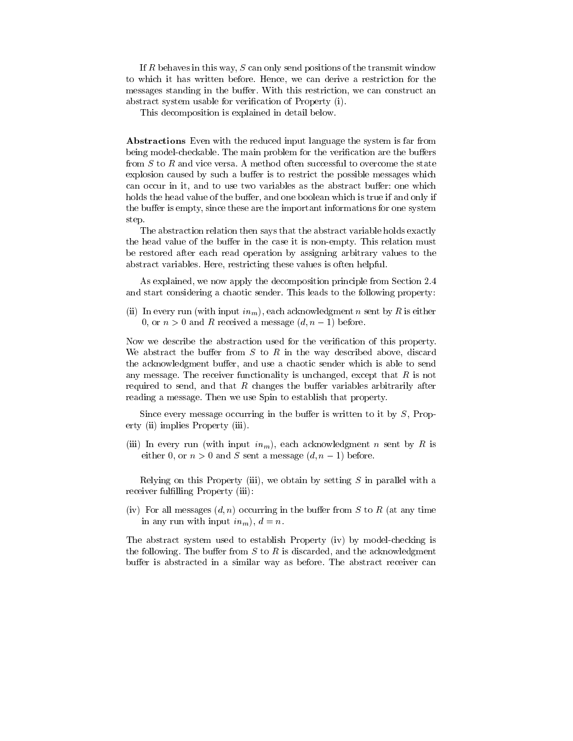If $R$ behaves in this way, $S$ can only send positions of the transmit window to which it has written before. Hence, we can derive a restriction for the messages standing in the buffer. With this restriction, we can construct an abstract system usable for verification of Property (i).

This decomposition is explained in detail below.

**Abstractions** Even with the reduced input language the system is far from being model-checkable. The main problem for the verification are the buffers from $S$ to $R$ and vice versa. A method often successful to overcome the state explosion caused by such a buffer is to restrict the possible messages which can occur in it, and to use two variables as the abstract buffer: one which holds the head value of the buffer, and one boolean which is true if and only if the buffer is empty, since these are the important informations for one system step.

The abstraction relation then says that the abstract variable holds exactly the head value of the buffer in the case it is non-empty. This relation must be restored after each read operation by assigning arbitrary values to the abstract variables. Here, restricting these values is often helpful.

As explained, we now apply the decomposition principle from Section 2.4 and start considering a chaotic sender. This leads to the following property:

(ii) In every run (with input $in_m$), each acknowledgment $n$ sent by $R$ is either 0, or $n > 0$ and $R$ received a message $(d, n-1)$ before.

Now we describe the abstraction used for the verification of this property. We abstract the buffer from $S$ to $R$ in the way described above, discard the acknowledgment buffer, and use a chaotic sender which is able to send any message. The receiver functionality is unchanged, except that $R$ is not required to send, and that $R$ changes the buffer variables arbitrarily after reading a message. Then we use Spin to establish that property.

Since every message occurring in the buffer is written to it by $S$, Property (ii) implies Property (iii).

(iii) In every run (with input $in_m$), each acknowledgment $n$ sent by $R$ is either 0, or $n > 0$ and $S$ sent a message $(d, n-1)$ before.

Relying on this Property (iii), we obtain by setting $S$ in parallel with a receiver fulfilling Property (iii):

(iv) For all messages $(d, n)$ occurring in the buffer from $S$ to $R$ (at any time in any run with input $in_m$), $d = n$.

The abstract system used to establish Property (iv) by model-checking is the following. The buffer from $S$ to $R$ is discarded, and the acknowledgment buffer is abstracted in a similar way as before. The abstract receiver can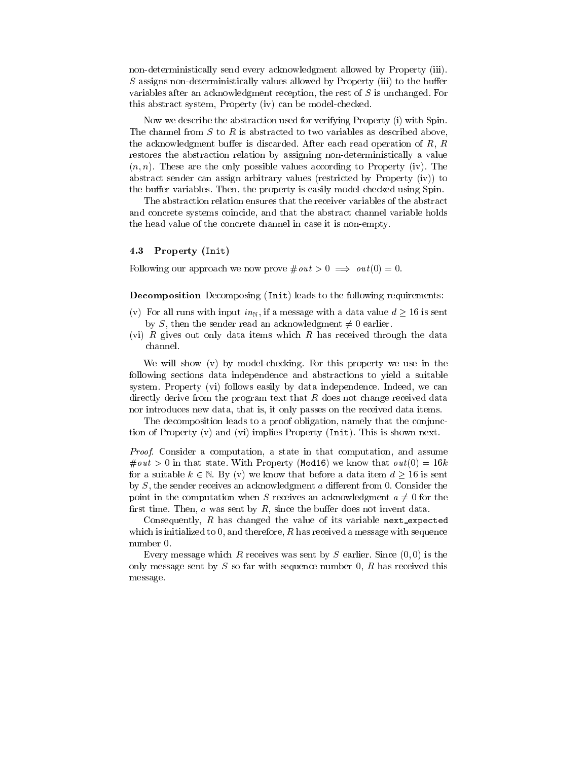non-deterministically send every acknowledgment allowed by Property (iii). $S$ assigns non-deterministically values allowed by Property (iii) to the buffer variables after an acknowledgment reception, the rest of $S$ is unchanged. For this abstract system, Property (iv) can be model-checked.

Now we describe the abstraction used for verifying Property (i) with Spin. The channel from $S$ to $R$ is abstracted to two variables as described above, the acknowledgment buffer is discarded. After each read operation of $R$, $R$ restores the abstraction relation by assigning non-deterministically a value $(n, n)$. These are the only possible values according to Property (iv). The abstract sender can assign arbitrary values (restricted by Property (iv)) to the buffer variables. Then, the property is easily model-checked using Spin.

The abstraction relation ensures that the receiver variables of the abstract and concrete systems coincide, and that the abstract channel variable holds the head value of the concrete channel in case it is non-empty.

### 4.3 Property (`Init`)

Following our approach we now prove $\#out > 0 \implies out(0) = 0$.

**Decomposition** Decomposing (`Init`) leads to the following requirements:

(v) For all runs with input $in_{\mathbb{N}}$, if a message with a data value $d \geq 16$ is sent by $S$, then the sender read an acknowledgment $\neq 0$ earlier.

(vi) $R$ gives out only data items which $R$ has received through the data channel.

We will show (v) by model-checking. For this property we use in the following sections data independence and abstractions to yield a suitable system. Property (vi) follows easily by data independence. Indeed, we can directly derive from the program text that $R$ does not change received data nor introduces new data, that is, it only passes on the received data items.

The decomposition leads to a proof obligation, namely that the conjunction of Property (v) and (vi) implies Property (`Init`). This is shown next.

*Proof.* Consider a computation, a state in that computation, and assume $\#out > 0$ in that state. With Property (`Mod16`) we know that $out(0) = 16k$ for a suitable $k \in \mathbb{N}$. By (v) we know that before a data item $d \geq 16$ is sent by $S$, the sender receives an acknowledgment $a$ different from 0. Consider the point in the computation when $S$ receives an acknowledgment $a \neq 0$ for the first time. Then, $a$ was sent by $R$, since the buffer does not invent data.

Consequently, $R$ has changed the value of its variable `next_expected` which is initialized to 0, and therefore, $R$ has received a message with sequence number 0.

Every message which $R$ receives was sent by $S$ earlier. Since $(0, 0)$ is the only message sent by $S$ so far with sequence number 0, $R$ has received this message.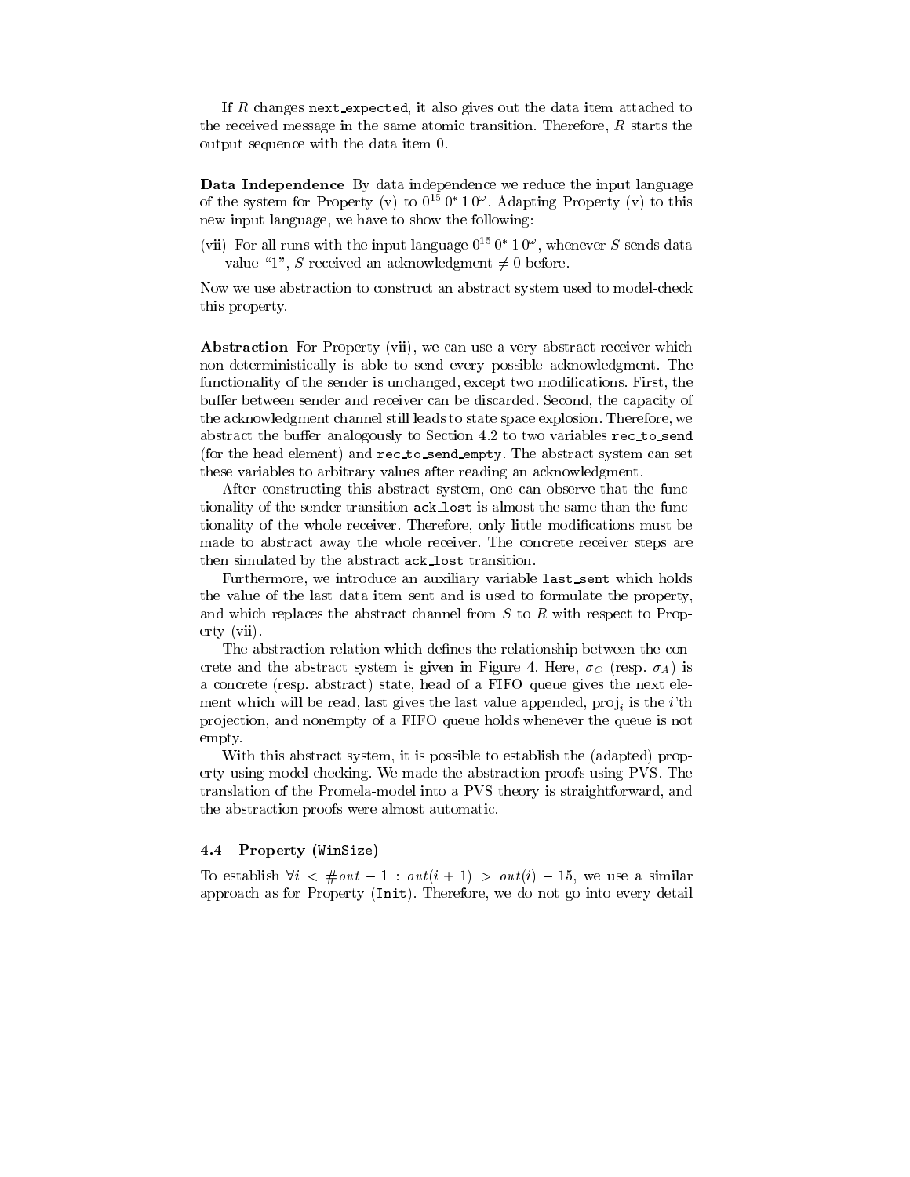If $R$ changes `next_expected`, it also gives out the data item attached to the received message in the same atomic transition. Therefore, $R$ starts the output sequence with the data item 0.

**Data Independence** By data independence we reduce the input language of the system for Property (v) to $0^{15}\,0^{*}\,1\,0^{\omega}$. Adapting Property (v) to this new input language, we have to show the following:

(vii) For all runs with the input language $0^{15}\,0^{*}\,1\,0^{\omega}$, whenever $S$ sends data value "1", $S$ received an acknowledgment $\neq 0$ before.

Now we use abstraction to construct an abstract system used to model-check this property.

**Abstraction** For Property (vii), we can use a very abstract receiver which non-deterministically is able to send every possible acknowledgment. The functionality of the sender is unchanged, except two modifications. First, the buffer between sender and receiver can be discarded. Second, the capacity of the acknowledgment channel still leads to state space explosion. Therefore, we abstract the buffer analogously to Section 4.2 to two variables `rec_to_send` (for the head element) and `rec_to_send_empty`. The abstract system can set these variables to arbitrary values after reading an acknowledgment.

After constructing this abstract system, one can observe that the functionality of the sender transition `ack_lost` is almost the same than the functionality of the whole receiver. Therefore, only little modifications must be made to abstract away the whole receiver. The concrete receiver steps are then simulated by the abstract `ack_lost` transition.

Furthermore, we introduce an auxiliary variable `last_sent` which holds the value of the last data item sent and is used to formulate the property, and which replaces the abstract channel from $S$ to $R$ with respect to Property (vii).

The abstraction relation which defines the relationship between the concrete and the abstract system is given in Figure 4. Here, $\sigma_C$ (resp. $\sigma_A$) is a concrete (resp. abstract) state, head of a FIFO queue gives the next element which will be read, last gives the last value appended, $\mathrm{proj}_i$ is the $i$'th projection, and nonempty of a FIFO queue holds whenever the queue is not empty.

With this abstract system, it is possible to establish the (adapted) property using model-checking. We made the abstraction proofs using PVS. The translation of the Promela-model into a PVS theory is straightforward, and the abstraction proofs were almost automatic.

### 4.4 Property (WinSize)

To establish $\forall i < \#out - 1 : out(i+1) > out(i) - 15$, we use a similar approach as for Property (Init). Therefore, we do not go into every detail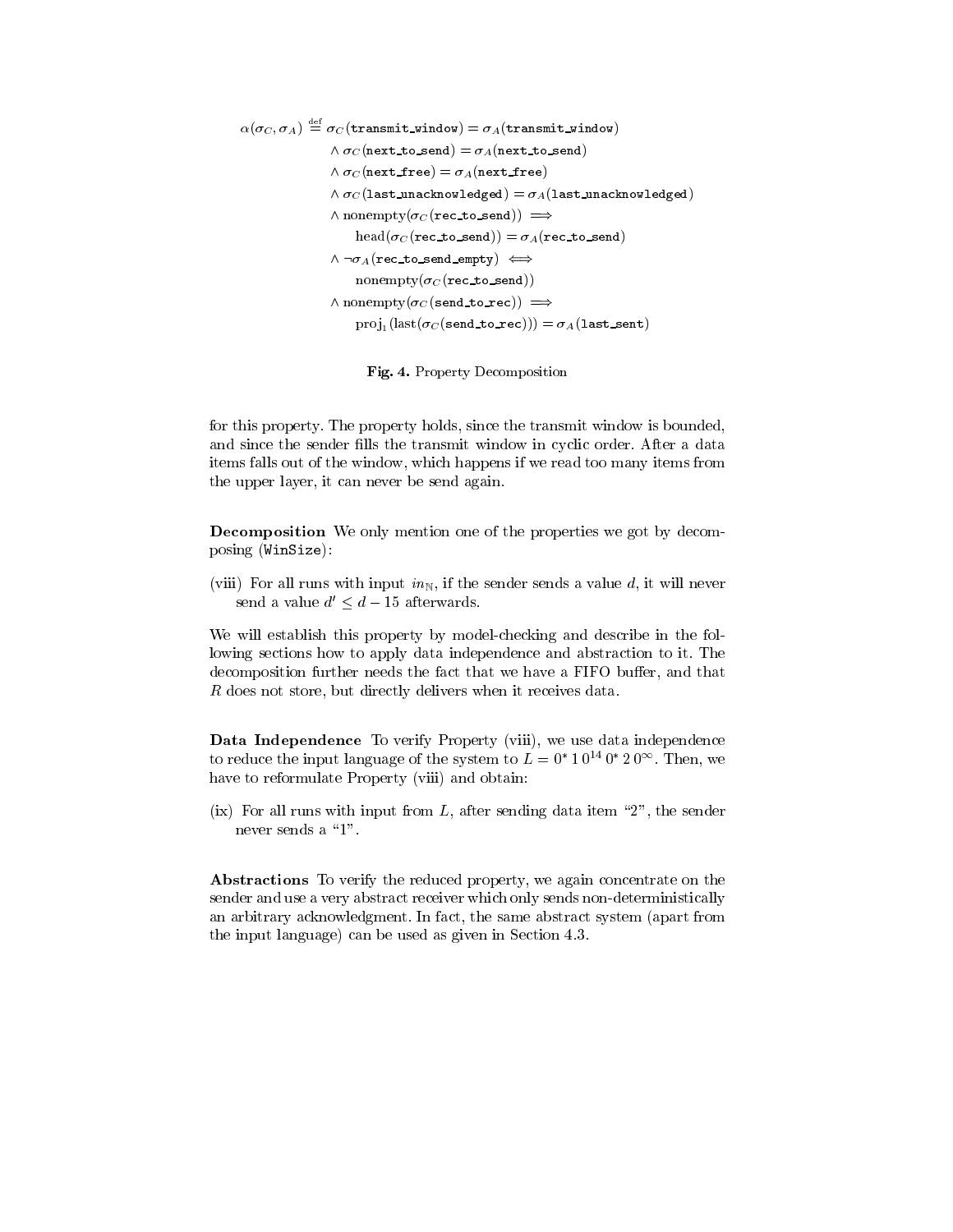$$
\begin{aligned}
\alpha(\sigma_C, \sigma_A) \stackrel{\text{def}}{=} \; & \sigma_C(\texttt{transmit\_window}) = \sigma_A(\texttt{transmit\_window}) \\
& \wedge \sigma_C(\texttt{next\_to\_send}) = \sigma_A(\texttt{next\_to\_send}) \\
& \wedge \sigma_C(\texttt{next\_free}) = \sigma_A(\texttt{next\_free}) \\
& \wedge \sigma_C(\texttt{last\_unacknowledged}) = \sigma_A(\texttt{last\_unacknowledged}) \\
& \wedge \text{nonempty}(\sigma_C(\texttt{rec\_to\_send})) \implies \\
& \qquad \text{head}(\sigma_C(\texttt{rec\_to\_send})) = \sigma_A(\texttt{rec\_to\_send}) \\
& \wedge \neg\sigma_A(\texttt{rec\_to\_send\_empty}) \iff \\
& \qquad \text{nonempty}(\sigma_C(\texttt{rec\_to\_send})) \\
& \wedge \text{nonempty}(\sigma_C(\texttt{send\_to\_rec})) \implies \\
& \qquad \text{proj}_1(\text{last}(\sigma_C(\texttt{send\_to\_rec}))) = \sigma_A(\texttt{last\_sent})
\end{aligned}
$$

**Fig. 4.** Property Decomposition

for this property. The property holds, since the transmit window is bounded, and since the sender fills the transmit window in cyclic order. After a data items falls out of the window, which happens if we read too many items from the upper layer, it can never be send again.

**Decomposition** We only mention one of the properties we got by decomposing (`WinSize`):

(viii) For all runs with input $in_{\mathbb{N}}$, if the sender sends a value $d$, it will never send a value $d' \leq d - 15$ afterwards.

We will establish this property by model-checking and describe in the following sections how to apply data independence and abstraction to it. The decomposition further needs the fact that we have a FIFO buffer, and that $R$ does not store, but directly delivers when it receives data.

**Data Independence** To verify Property (viii), we use data independence to reduce the input language of the system to $L = 0^* \, 1 \, 0^{14} \, 0^* \, 2 \, 0^{\infty}$. Then, we have to reformulate Property (viii) and obtain:

(ix) For all runs with input from $L$, after sending data item "2", the sender never sends a "1".

**Abstractions** To verify the reduced property, we again concentrate on the sender and use a very abstract receiver which only sends non-deterministically an arbitrary acknowledgment. In fact, the same abstract system (apart from the input language) can be used as given in Section 4.3.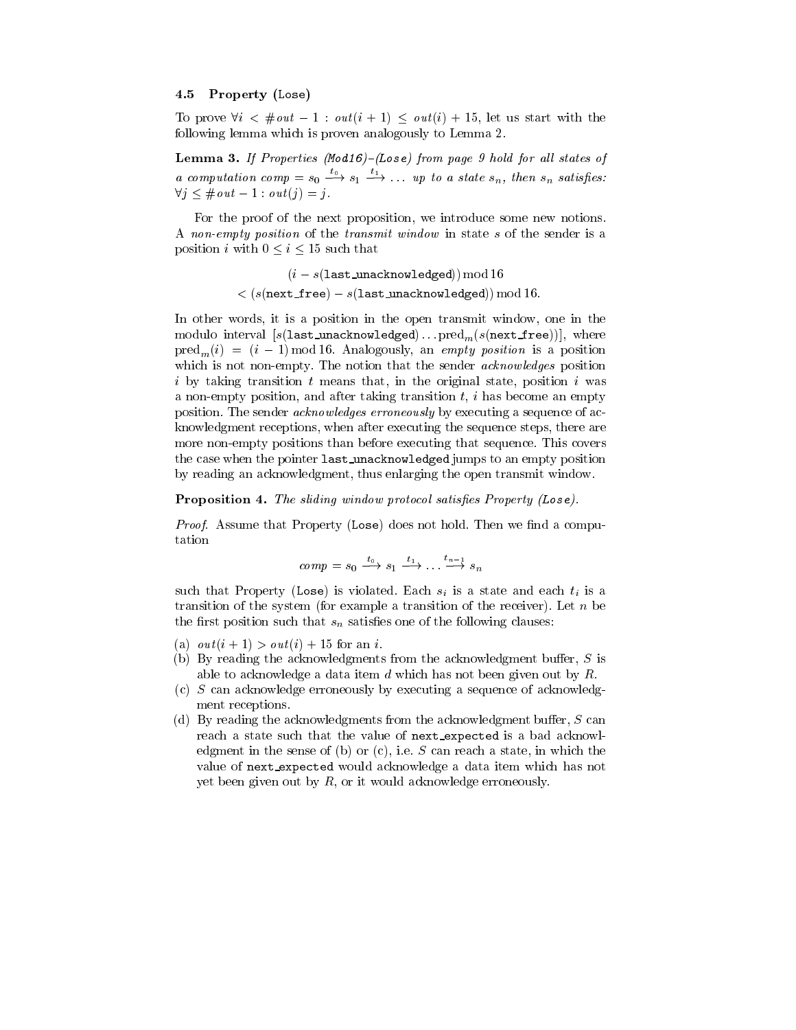### 4.5 Property (Lose)

To prove $\forall i < \#out - 1 : out(i+1) \leq out(i) + 15$, let us start with the following lemma which is proven analogously to Lemma 2.

**Lemma 3.** *If Properties (Mod16)–(Lose) from page 9 hold for all states of a computation* $comp = s_0 \xrightarrow{t_0} s_1 \xrightarrow{t_1} \ldots$ *up to a state* $s_n$*, then* $s_n$ *satisfies:* $\forall j \leq \#out - 1 : out(j) = j$.

For the proof of the next proposition, we introduce some new notions. A *non-empty position* of the *transmit window* in state $s$ of the sender is a position $i$ with $0 \leq i \leq 15$ such that

$$(i - s(\texttt{last\_unacknowledged})) \bmod 16$$
$$< (s(\texttt{next\_free}) - s(\texttt{last\_unacknowledged})) \bmod 16.$$

In other words, it is a position in the open transmit window, one in the modulo interval $[s(\texttt{last\_unacknowledged}) \ldots \text{pred}_m(s(\texttt{next\_free}))]$, where $\text{pred}_m(i) = (i-1) \bmod 16$. Analogously, an *empty position* is a position which is not non-empty. The notion that the sender *acknowledges* position $i$ by taking transition $t$ means that, in the original state, position $i$ was a non-empty position, and after taking transition $t$, $i$ has become an empty position. The sender *acknowledges erroneously* by executing a sequence of acknowledgment receptions, when after executing the sequence steps, there are more non-empty positions than before executing that sequence. This covers the case when the pointer last_unacknowledged jumps to an empty position by reading an acknowledgment, thus enlarging the open transmit window.

**Proposition 4.** *The sliding window protocol satisfies Property (Lose).*

*Proof.* Assume that Property (Lose) does not hold. Then we find a computation

$$comp = s_0 \xrightarrow{t_0} s_1 \xrightarrow{t_1} \ldots \xrightarrow{t_{n-1}} s_n$$

such that Property (Lose) is violated. Each $s_i$ is a state and each $t_i$ is a transition of the system (for example a transition of the receiver). Let $n$ be the first position such that $s_n$ satisfies one of the following clauses:

(a) $out(i+1) > out(i) + 15$ for an $i$.
(b) By reading the acknowledgments from the acknowledgment buffer, $S$ is able to acknowledge a data item $d$ which has not been given out by $R$.
(c) $S$ can acknowledge erroneously by executing a sequence of acknowledgment receptions.
(d) By reading the acknowledgments from the acknowledgment buffer, $S$ can reach a state such that the value of next_expected is a bad acknowledgment in the sense of (b) or (c), i.e. $S$ can reach a state, in which the value of next_expected would acknowledge a data item which has not yet been given out by $R$, or it would acknowledge erroneously.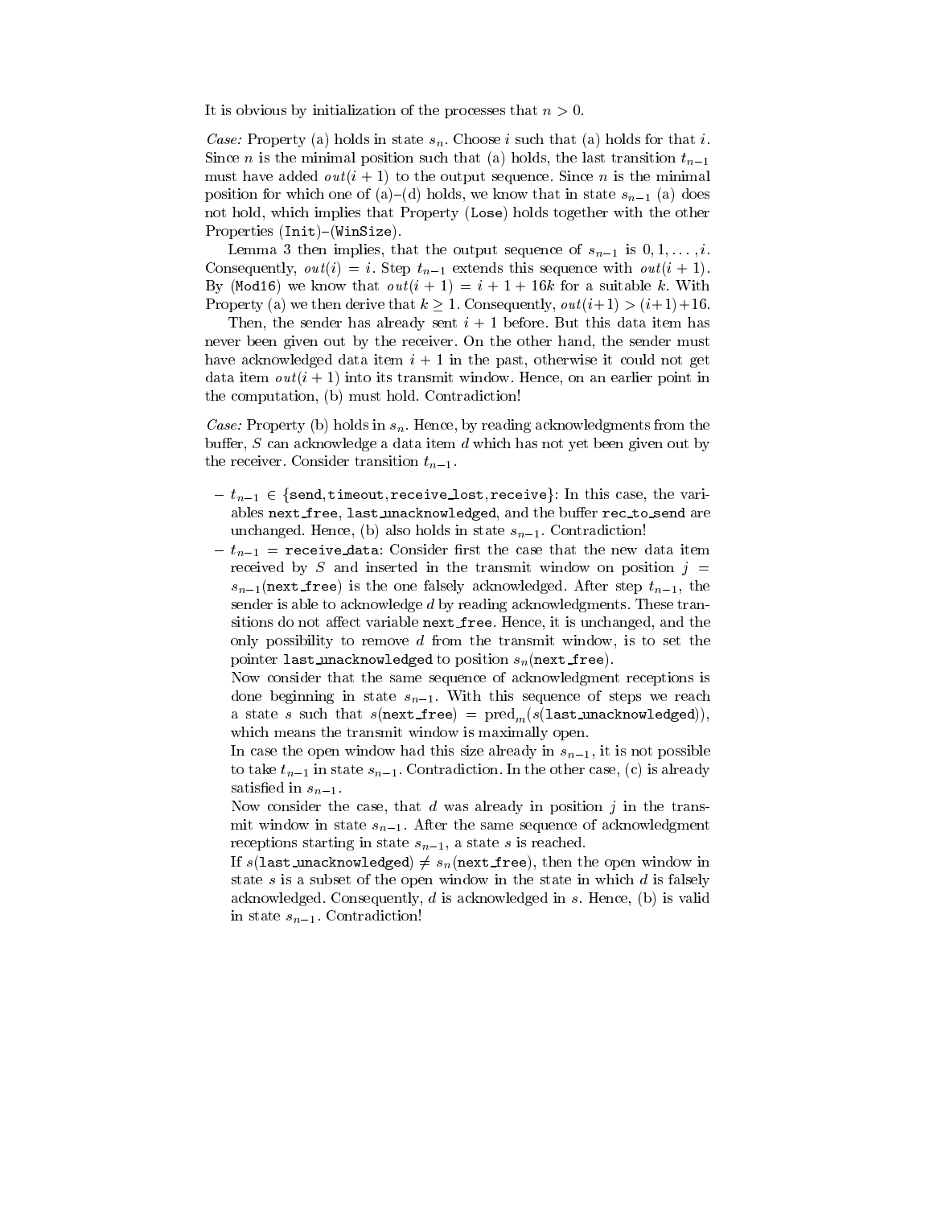It is obvious by initialization of the processes that $n > 0$.

*Case:* Property (a) holds in state $s_n$. Choose $i$ such that (a) holds for that $i$. Since $n$ is the minimal position such that (a) holds, the last transition $t_{n-1}$ must have added $out(i+1)$ to the output sequence. Since $n$ is the minimal position for which one of (a)–(d) holds, we know that in state $s_{n-1}$ (a) does not hold, which implies that Property (`Lose`) holds together with the other Properties (`Init`)–(`WinSize`).

Lemma 3 then implies, that the output sequence of $s_{n-1}$ is $0, 1, \ldots, i$. Consequently, $out(i) = i$. Step $t_{n-1}$ extends this sequence with $out(i+1)$. By (`Mod16`) we know that $out(i+1) = i + 1 + 16k$ for a suitable $k$. With Property (a) we then derive that $k \geq 1$. Consequently, $out(i+1) > (i+1)+16$.

Then, the sender has already sent $i+1$ before. But this data item has never been given out by the receiver. On the other hand, the sender must have acknowledged data item $i+1$ in the past, otherwise it could not get data item $out(i+1)$ into its transmit window. Hence, on an earlier point in the computation, (b) must hold. Contradiction!

*Case:* Property (b) holds in $s_n$. Hence, by reading acknowledgments from the buffer, $S$ can acknowledge a data item $d$ which has not yet been given out by the receiver. Consider transition $t_{n-1}$.

- $t_{n-1} \in \{$`send`,`timeout`,`receive_lost`,`receive`$\}$: In this case, the variables `next_free`, `last_unacknowledged`, and the buffer `rec_to_send` are unchanged. Hence, (b) also holds in state $s_{n-1}$. Contradiction!
- $t_{n-1} =$ `receive_data`: Consider first the case that the new data item received by $S$ and inserted in the transmit window on position $j = s_{n-1}($`next_free`$)$ is the one falsely acknowledged. After step $t_{n-1}$, the sender is able to acknowledge $d$ by reading acknowledgments. These transitions do not affect variable `next_free`. Hence, it is unchanged, and the only possibility to remove $d$ from the transmit window, is to set the pointer `last_unacknowledged` to position $s_n($`next_free`$)$.

  Now consider that the same sequence of acknowledgment receptions is done beginning in state $s_{n-1}$. With this sequence of steps we reach a state $s$ such that $s($`next_free`$) = \text{pred}_m(s($`last_unacknowledged`$))$, which means the transmit window is maximally open.

  In case the open window had this size already in $s_{n-1}$, it is not possible to take $t_{n-1}$ in state $s_{n-1}$. Contradiction. In the other case, (c) is already satisfied in $s_{n-1}$.

  Now consider the case, that $d$ was already in position $j$ in the transmit window in state $s_{n-1}$. After the same sequence of acknowledgment receptions starting in state $s_{n-1}$, a state $s$ is reached.

  If $s($`last_unacknowledged`$) \neq s_n($`next_free`$)$, then the open window in state $s$ is a subset of the open window in the state in which $d$ is falsely acknowledged. Consequently, $d$ is acknowledged in $s$. Hence, (b) is valid in state $s_{n-1}$. Contradiction!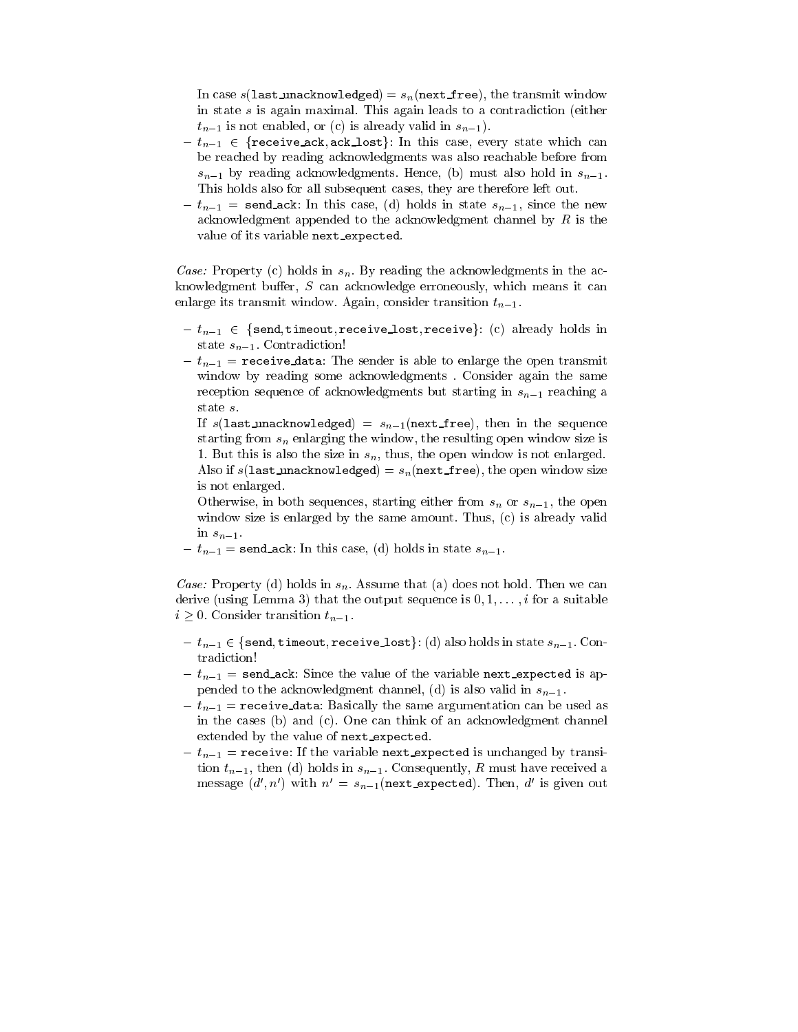In case $s$(last_unacknowledged) $= s_n$(next_free), the transmit window in state $s$ is again maximal. This again leads to a contradiction (either $t_{n-1}$ is not enabled, or (c) is already valid in $s_{n-1}$).

- $t_{n-1} \in \{$receive_ack, ack_lost$\}$: In this case, every state which can be reached by reading acknowledgments was also reachable before from $s_{n-1}$ by reading acknowledgments. Hence, (b) must also hold in $s_{n-1}$. This holds also for all subsequent cases, they are therefore left out.
- $t_{n-1} =$ send_ack: In this case, (d) holds in state $s_{n-1}$, since the new acknowledgment appended to the acknowledgment channel by $R$ is the value of its variable next_expected.

*Case:* Property (c) holds in $s_n$. By reading the acknowledgments in the acknowledgment buffer, $S$ can acknowledge erroneously, which means it can enlarge its transmit window. Again, consider transition $t_{n-1}$.

- $t_{n-1} \in \{$send, timeout, receive_lost, receive$\}$: (c) already holds in state $s_{n-1}$. Contradiction!
- $t_{n-1} =$ receive_data: The sender is able to enlarge the open transmit window by reading some acknowledgments . Consider again the same reception sequence of acknowledgments but starting in $s_{n-1}$ reaching a state $s$.
  If $s$(last_unacknowledged) $= s_{n-1}$(next_free), then in the sequence starting from $s_n$ enlarging the window, the resulting open window size is 1. But this is also the size in $s_n$, thus, the open window is not enlarged. Also if $s$(last_unacknowledged) $= s_n$(next_free), the open window size is not enlarged.
  Otherwise, in both sequences, starting either from $s_n$ or $s_{n-1}$, the open window size is enlarged by the same amount. Thus, (c) is already valid in $s_{n-1}$.
- $t_{n-1} =$ send_ack: In this case, (d) holds in state $s_{n-1}$.

*Case:* Property (d) holds in $s_n$. Assume that (a) does not hold. Then we can derive (using Lemma 3) that the output sequence is $0, 1, \ldots, i$ for a suitable $i \geq 0$. Consider transition $t_{n-1}$.

- $t_{n-1} \in \{$send, timeout, receive_lost$\}$: (d) also holds in state $s_{n-1}$. Contradiction!
- $t_{n-1} =$ send_ack: Since the value of the variable next_expected is appended to the acknowledgment channel, (d) is also valid in $s_{n-1}$.
- $t_{n-1} =$ receive_data: Basically the same argumentation can be used as in the cases (b) and (c). One can think of an acknowledgment channel extended by the value of next_expected.
- $t_{n-1} =$ receive: If the variable next_expected is unchanged by transition $t_{n-1}$, then (d) holds in $s_{n-1}$. Consequently, $R$ must have received a message $(d', n')$ with $n' = s_{n-1}$(next_expected). Then, $d'$ is given out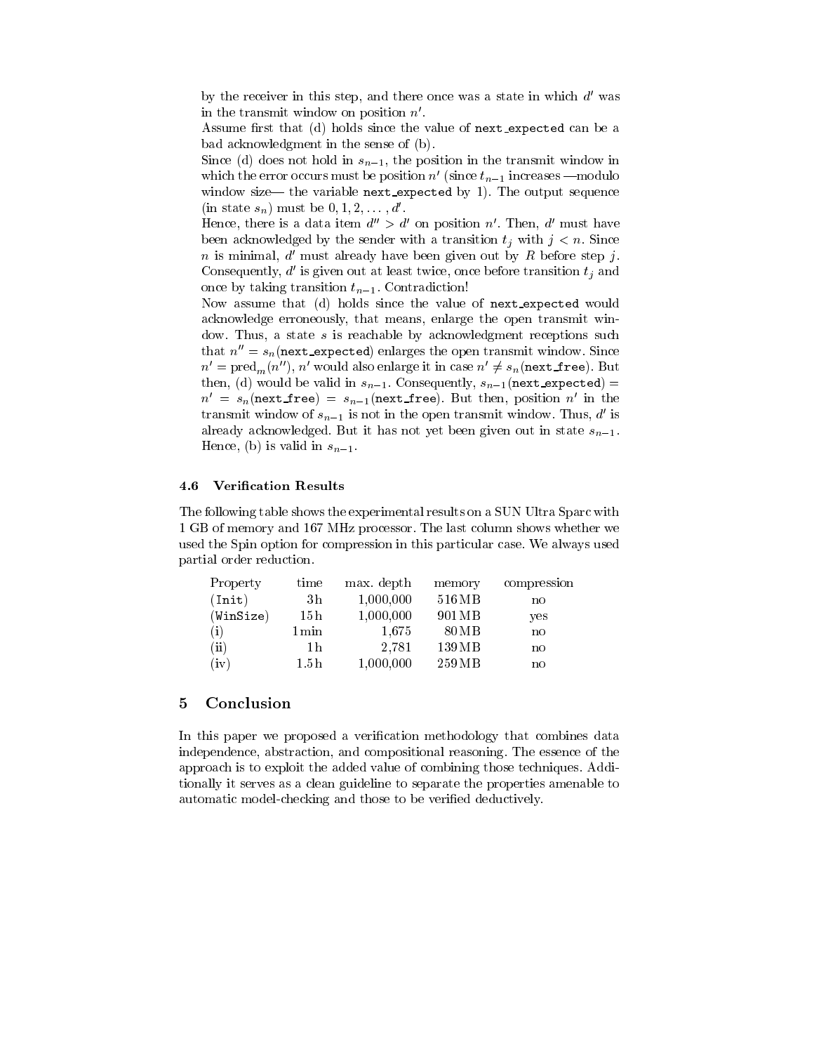by the receiver in this step, and there once was a state in which $d'$ was in the transmit window on position $n'$.

Assume first that (d) holds since the value of `next_expected` can be a bad acknowledgment in the sense of (b).

Since (d) does not hold in $s_{n-1}$, the position in the transmit window in which the error occurs must be position $n'$ (since $t_{n-1}$ increases —modulo window size— the variable `next_expected` by 1). The output sequence (in state $s_n$) must be $0, 1, 2, \ldots, d'$.

Hence, there is a data item $d'' > d'$ on position $n'$. Then, $d'$ must have been acknowledged by the sender with a transition $t_j$ with $j < n$. Since $n$ is minimal, $d'$ must already have been given out by $R$ before step $j$. Consequently, $d'$ is given out at least twice, once before transition $t_j$ and once by taking transition $t_{n-1}$. Contradiction!

Now assume that (d) holds since the value of `next_expected` would acknowledge erroneously, that means, enlarge the open transmit window. Thus, a state $s$ is reachable by acknowledgment receptions such that $n'' = s_n(\texttt{next\_expected})$ enlarges the open transmit window. Since $n' = \text{pred}_m(n'')$, $n'$ would also enlarge it in case $n' \neq s_n(\texttt{next\_free})$. But then, (d) would be valid in $s_{n-1}$. Consequently, $s_{n-1}(\texttt{next\_expected}) = n' = s_n(\texttt{next\_free}) = s_{n-1}(\texttt{next\_free})$. But then, position $n'$ in the transmit window of $s_{n-1}$ is not in the open transmit window. Thus, $d'$ is already acknowledged. But it has not yet been given out in state $s_{n-1}$. Hence, (b) is valid in $s_{n-1}$.

### 4.6 Verification Results

The following table shows the experimental results on a SUN Ultra Sparc with 1 GB of memory and 167 MHz processor. The last column shows whether we used the Spin option for compression in this particular case. We always used partial order reduction.

| Property | time | max. depth | memory | compression |
|---|---|---|---|---|
| (`Init`) | 3 h | 1,000,000 | 516 MB | no |
| (`WinSize`) | 15 h | 1,000,000 | 901 MB | yes |
| (i) | 1 min | 1,675 | 80 MB | no |
| (ii) | 1 h | 2,781 | 139 MB | no |
| (iv) | 1.5 h | 1,000,000 | 259 MB | no |

## 5 Conclusion

In this paper we proposed a verification methodology that combines data independence, abstraction, and compositional reasoning. The essence of the approach is to exploit the added value of combining those techniques. Additionally it serves as a clean guideline to separate the properties amenable to automatic model-checking and those to be verified deductively.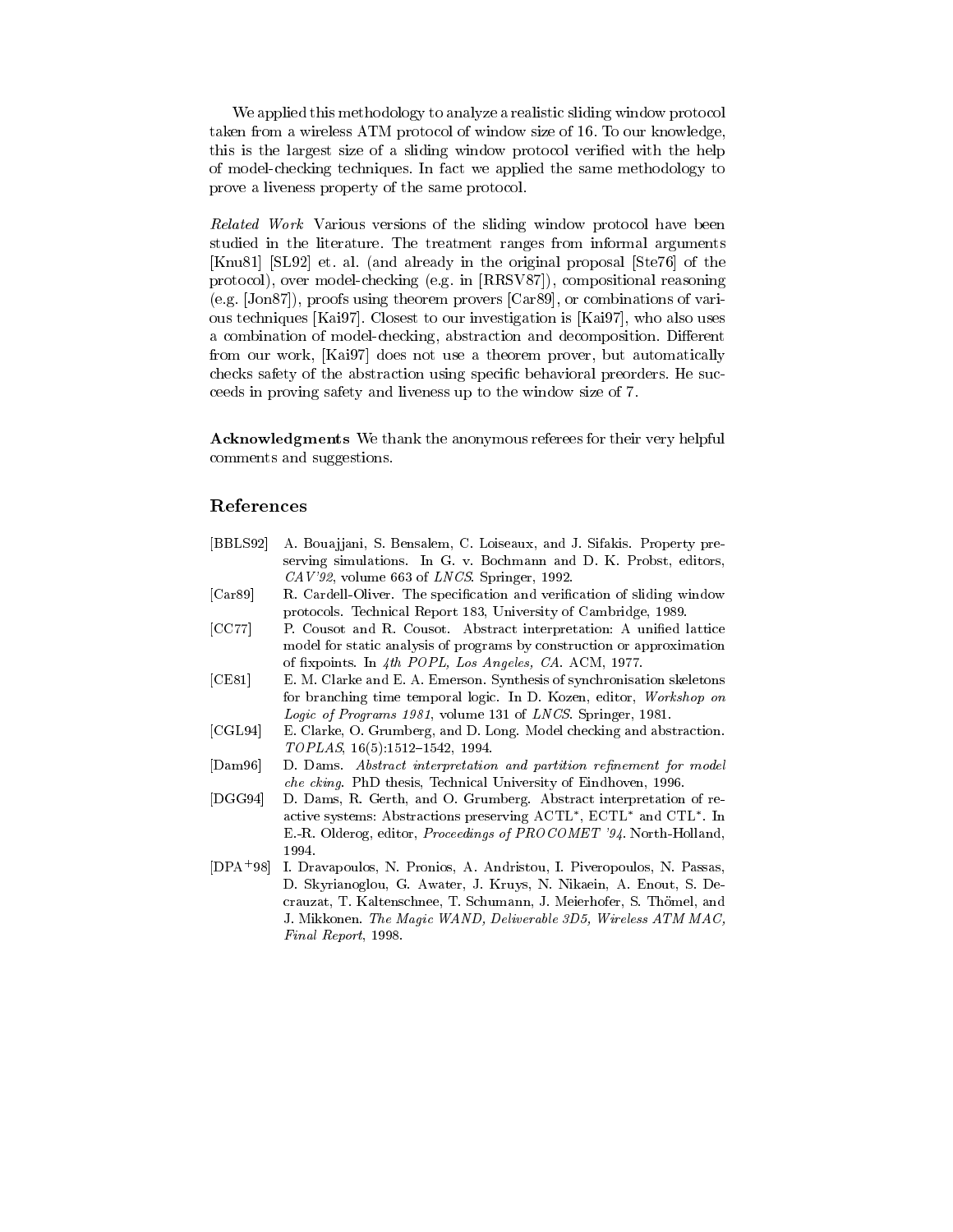We applied this methodology to analyze a realistic sliding window protocol taken from a wireless ATM protocol of window size of 16. To our knowledge, this is the largest size of a sliding window protocol verified with the help of model-checking techniques. In fact we applied the same methodology to prove a liveness property of the same protocol.

*Related Work* Various versions of the sliding window protocol have been studied in the literature. The treatment ranges from informal arguments [Knu81] [SL92] et. al. (and already in the original proposal [Ste76] of the protocol), over model-checking (e.g. in [RRSV87]), compositional reasoning (e.g. [Jon87]), proofs using theorem provers [Car89], or combinations of various techniques [Kai97]. Closest to our investigation is [Kai97], who also uses a combination of model-checking, abstraction and decomposition. Different from our work, [Kai97] does not use a theorem prover, but automatically checks safety of the abstraction using specific behavioral preorders. He succeeds in proving safety and liveness up to the window size of 7.

**Acknowledgments** We thank the anonymous referees for their very helpful comments and suggestions.

## References

[BBLS92] A. Bouajjani, S. Bensalem, C. Loiseaux, and J. Sifakis. Property preserving simulations. In G. v. Bochmann and D. K. Probst, editors, *CAV'92*, volume 663 of *LNCS*. Springer, 1992.

[Car89] R. Cardell-Oliver. The specification and verification of sliding window protocols. Technical Report 183, University of Cambridge, 1989.

[CC77] P. Cousot and R. Cousot. Abstract interpretation: A unified lattice model for static analysis of programs by construction or approximation of fixpoints. In *4th POPL, Los Angeles, CA*. ACM, 1977.

[CE81] E. M. Clarke and E. A. Emerson. Synthesis of synchronisation skeletons for branching time temporal logic. In D. Kozen, editor, *Workshop on Logic of Programs 1981*, volume 131 of *LNCS*. Springer, 1981.

[CGL94] E. Clarke, O. Grumberg, and D. Long. Model checking and abstraction. *TOPLAS*, 16(5):1512–1542, 1994.

[Dam96] D. Dams. *Abstract interpretation and partition refinement for model che cking*. PhD thesis, Technical University of Eindhoven, 1996.

[DGG94] D. Dams, R. Gerth, and O. Grumberg. Abstract interpretation of reactive systems: Abstractions preserving ACTL*, ECTL* and CTL*. In E.-R. Olderog, editor, *Proceedings of PROCOMET '94*. North-Holland, 1994.

[DPA+98] I. Dravapoulos, N. Pronios, A. Andristou, I. Piveropoulos, N. Passas, D. Skyrianoglou, G. Awater, J. Kruys, N. Nikaein, A. Enout, S. Decrauzat, T. Kaltenschnee, T. Schumann, J. Meierhofer, S. Thömel, and J. Mikkonen. *The Magic WAND, Deliverable 3D5, Wireless ATM MAC, Final Report*, 1998.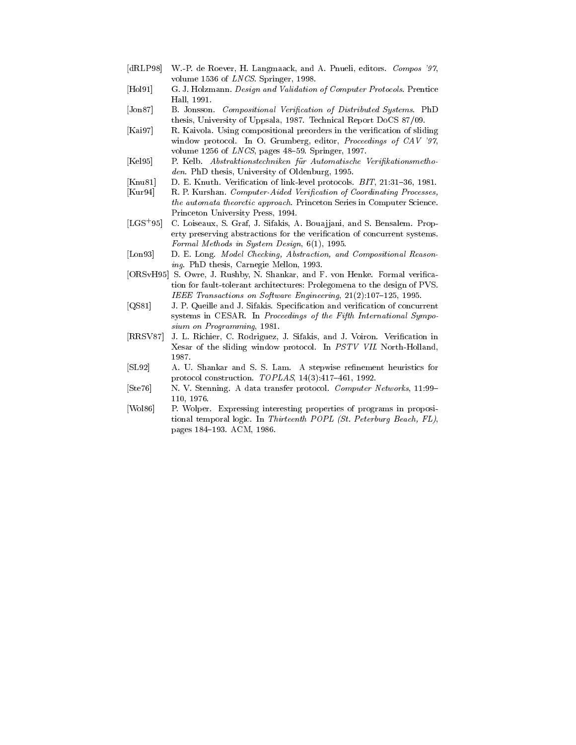[dRLP98] W.-P. de Roever, H. Langmaack, and A. Pnueli, editors. *Compos '97*, volume 1536 of *LNCS*. Springer, 1998.

[Hol91] G. J. Holzmann. *Design and Validation of Computer Protocols*. Prentice Hall, 1991.

[Jon87] B. Jonsson. *Compositional Verification of Distributed Systems*. PhD thesis, University of Uppsala, 1987. Technical Report DoCS 87/09.

[Kai97] R. Kaivola. Using compositional preorders in the verification of sliding window protocol. In O. Grumberg, editor, *Proceedings of CAV '97*, volume 1256 of *LNCS*, pages 48–59. Springer, 1997.

[Kel95] P. Kelb. *Abstraktionstechniken für Automatische Verifikationsmethoden*. PhD thesis, University of Oldenburg, 1995.

[Knu81] D. E. Knuth. Verification of link-level protocols. *BIT*, 21:31–36, 1981.

[Kur94] R. P. Kurshan. *Computer-Aided Verification of Coordinating Processes, the automata theoretic approach*. Princeton Series in Computer Science. Princeton University Press, 1994.

[LGS+95] C. Loiseaux, S. Graf, J. Sifakis, A. Bouajjani, and S. Bensalem. Property preserving abstractions for the verification of concurrent systems. *Formal Methods in System Design*, 6(1), 1995.

[Lon93] D. E. Long. *Model Checking, Abstraction, and Compositional Reasoning*. PhD thesis, Carnegie Mellon, 1993.

[ORSvH95] S. Owre, J. Rushby, N. Shankar, and F. von Henke. Formal verification for fault-tolerant architectures: Prolegomena to the design of PVS. *IEEE Transactions on Software Engineering*, 21(2):107–125, 1995.

[QS81] J. P. Queille and J. Sifakis. Specification and verification of concurrent systems in CESAR. In *Proceedings of the Fifth International Symposium on Programming*, 1981.

[RRSV87] J. L. Richier, C. Rodriguez, J. Sifakis, and J. Voiron. Verification in Xesar of the sliding window protocol. In *PSTV VII*. North-Holland, 1987.

[SL92] A. U. Shankar and S. S. Lam. A stepwise refinement heuristics for protocol construction. *TOPLAS*, 14(3):417–461, 1992.

[Ste76] N. V. Stenning. A data transfer protocol. *Computer Networks*, 11:99–110, 1976.

[Wol86] P. Wolper. Expressing interesting properties of programs in propositional temporal logic. In *Thirteenth POPL (St. Peterburg Beach, FL)*, pages 184–193. ACM, 1986.